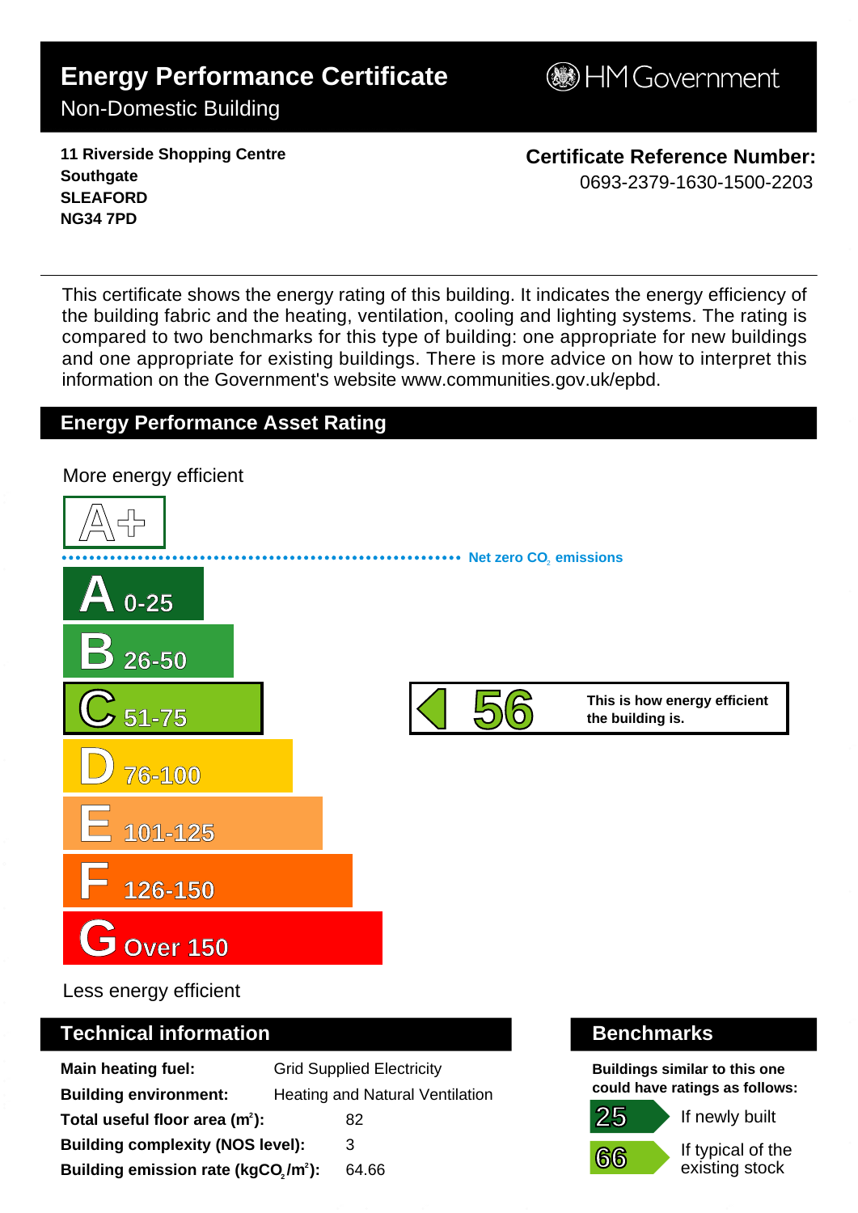# Energy Performance Certificate

Non-Domestic Building

HM Government

**11 Riverside Shopping Centre**
**Southgate**
**SLEAFORD**
**NG34 7PD**

**Certificate Reference Number:**
0693-2379-1630-1500-2203

This certificate shows the energy rating of this building. It indicates the energy efficiency of the building fabric and the heating, ventilation, cooling and lighting systems. The rating is compared to two benchmarks for this type of building: one appropriate for new buildings and one appropriate for existing buildings. There is more advice on how to interpret this information on the Government's website www.communities.gov.uk/epbd.

## Energy Performance Asset Rating

More energy efficient

A+

Net zero $CO_2$ emissions

A 0-25

B 26-50

C 51-75

D 76-100

E 101-125

F 126-150

G Over 150

Less energy efficient

**56** — This is how energy efficient the building is.

## Technical information

| | |
|---|---|
| **Main heating fuel:** | Grid Supplied Electricity |
| **Building environment:** | Heating and Natural Ventilation |
| **Total useful floor area ($m^2$):** | 82 |
| **Building complexity (NOS level):** | 3 |
| **Building emission rate ($kgCO_2/m^2$):** | 64.66 |

## Benchmarks

**Buildings similar to this one could have ratings as follows:**

25 — If newly built

66 — If typical of the existing stock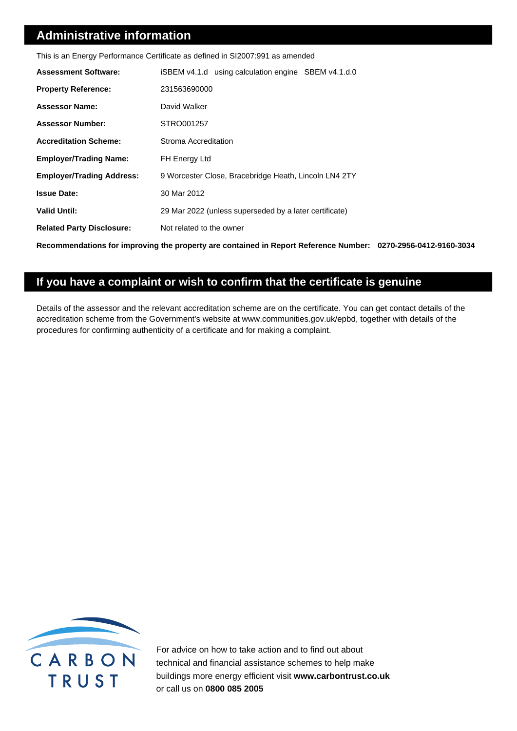## Administrative information

This is an Energy Performance Certificate as defined in SI2007:991 as amended

| | |
|---|---|
| **Assessment Software:** | iSBEM v4.1.d using calculation engine SBEM v4.1.d.0 |
| **Property Reference:** | 231563690000 |
| **Assessor Name:** | David Walker |
| **Assessor Number:** | STRO001257 |
| **Accreditation Scheme:** | Stroma Accreditation |
| **Employer/Trading Name:** | FH Energy Ltd |
| **Employer/Trading Address:** | 9 Worcester Close, Bracebridge Heath, Lincoln LN4 2TY |
| **Issue Date:** | 30 Mar 2012 |
| **Valid Until:** | 29 Mar 2022 (unless superseded by a later certificate) |
| **Related Party Disclosure:** | Not related to the owner |

**Recommendations for improving the property are contained in Report Reference Number: 0270-2956-0412-9160-3034**

## If you have a complaint or wish to confirm that the certificate is genuine

Details of the assessor and the relevant accreditation scheme are on the certificate. You can get contact details of the accreditation scheme from the Government's website at www.communities.gov.uk/epbd, together with details of the procedures for confirming authenticity of a certificate and for making a complaint.

CARBON TRUST

For advice on how to take action and to find out about technical and financial assistance schemes to help make buildings more energy efficient visit **www.carbontrust.co.uk** or call us on **0800 085 2005**